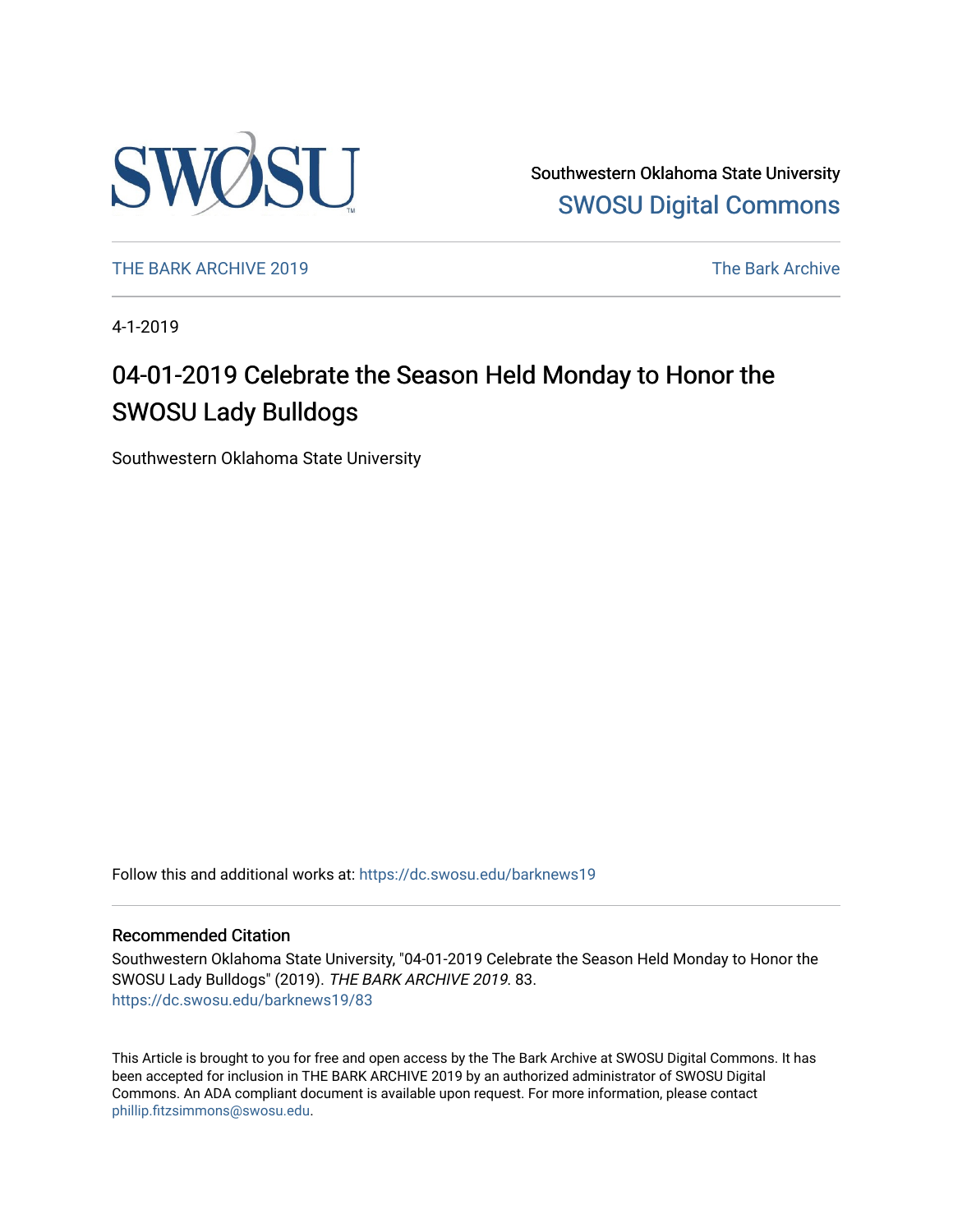Southwestern Oklahoma State University

SWOSU Digital Commons

THE BARK ARCHIVE 2019

The Bark Archive

4-1-2019

# 04-01-2019 Celebrate the Season Held Monday to Honor the SWOSU Lady Bulldogs

Southwestern Oklahoma State University

Follow this and additional works at: https://dc.swosu.edu/barknews19

## Recommended Citation

Southwestern Oklahoma State University, "04-01-2019 Celebrate the Season Held Monday to Honor the SWOSU Lady Bulldogs" (2019). *THE BARK ARCHIVE 2019*. 83.
https://dc.swosu.edu/barknews19/83

This Article is brought to you for free and open access by the The Bark Archive at SWOSU Digital Commons. It has been accepted for inclusion in THE BARK ARCHIVE 2019 by an authorized administrator of SWOSU Digital Commons. An ADA compliant document is available upon request. For more information, please contact phillip.fitzsimmons@swosu.edu.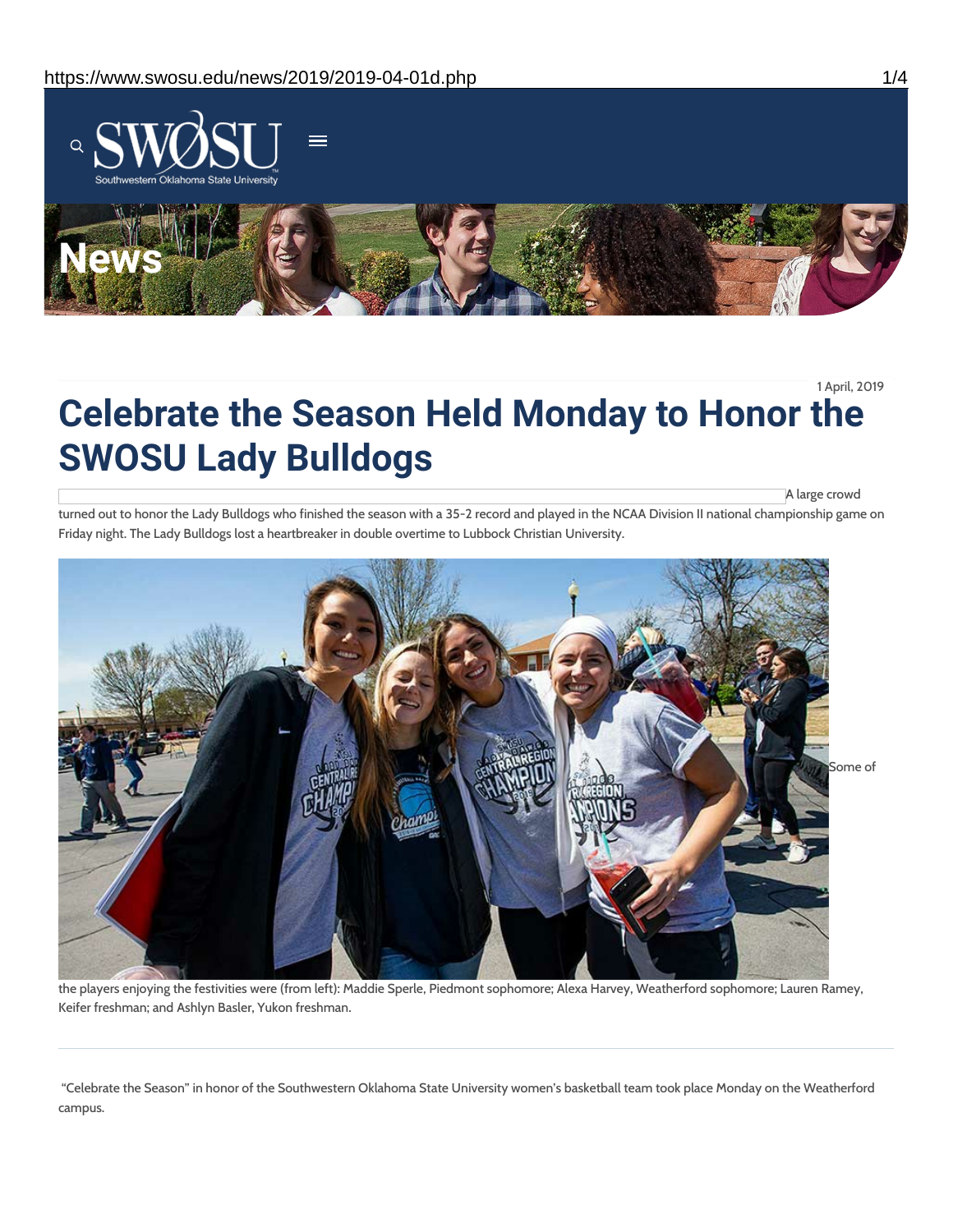1 April, 2019

# Celebrate the Season Held Monday to Honor the SWOSU Lady Bulldogs

A large crowd turned out to honor the Lady Bulldogs who finished the season with a 35-2 record and played in the NCAA Division II national championship game on Friday night. The Lady Bulldogs lost a heartbreaker in double overtime to Lubbock Christian University.

Some of the players enjoying the festivities were (from left): Maddie Sperle, Piedmont sophomore; Alexa Harvey, Weatherford sophomore; Lauren Ramey, Keifer freshman; and Ashlyn Basler, Yukon freshman.

---

"Celebrate the Season" in honor of the Southwestern Oklahoma State University women's basketball team took place Monday on the Weatherford campus.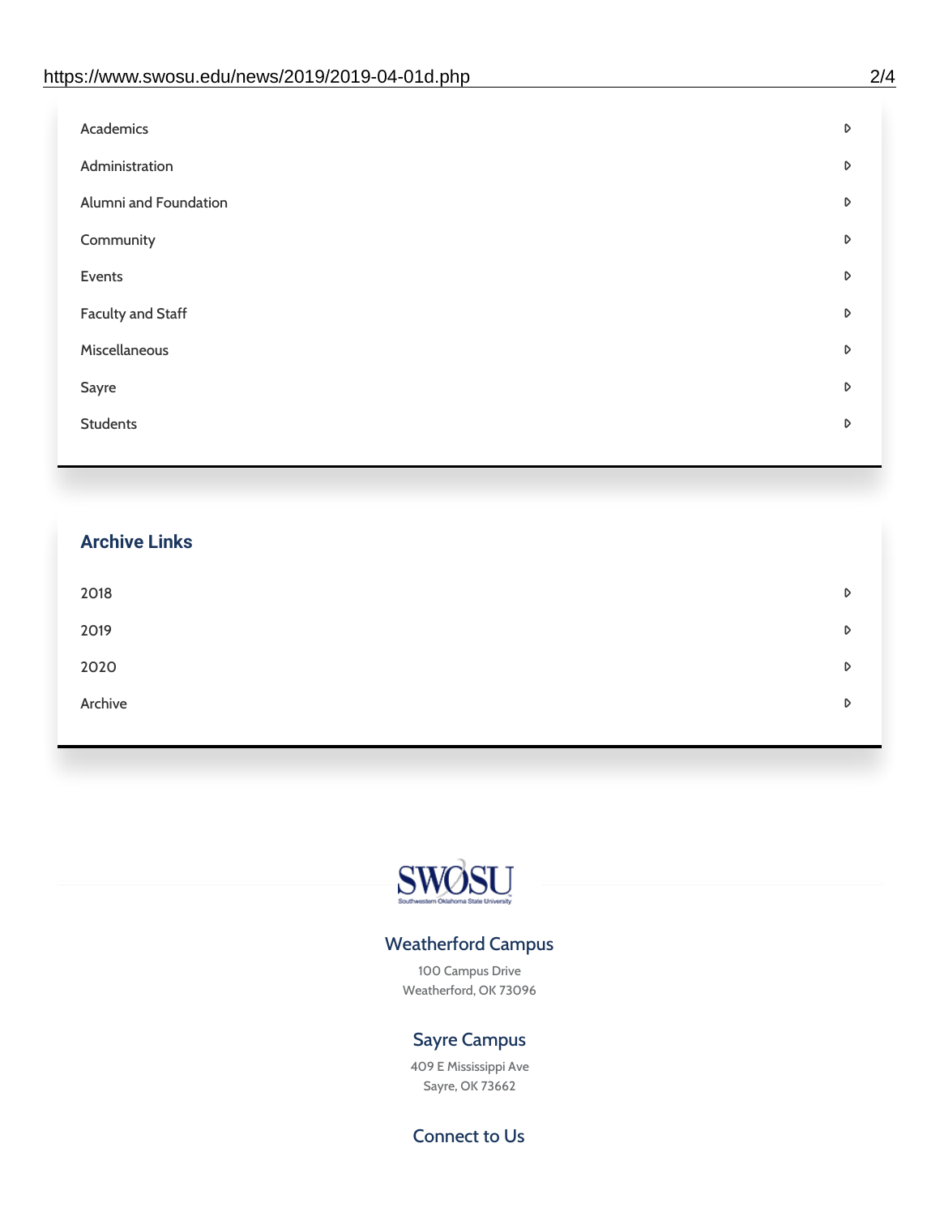- Academics
- Administration
- Alumni and Foundation
- Community
- Events
- Faculty and Staff
- Miscellaneous
- Sayre
- Students

## Archive Links

- 2018
- 2019
- 2020
- Archive

SWOSU

Southwestern Oklahoma State University

### Weatherford Campus

100 Campus Drive
Weatherford, OK 73096

### Sayre Campus

409 E Mississippi Ave
Sayre, OK 73662

### Connect to Us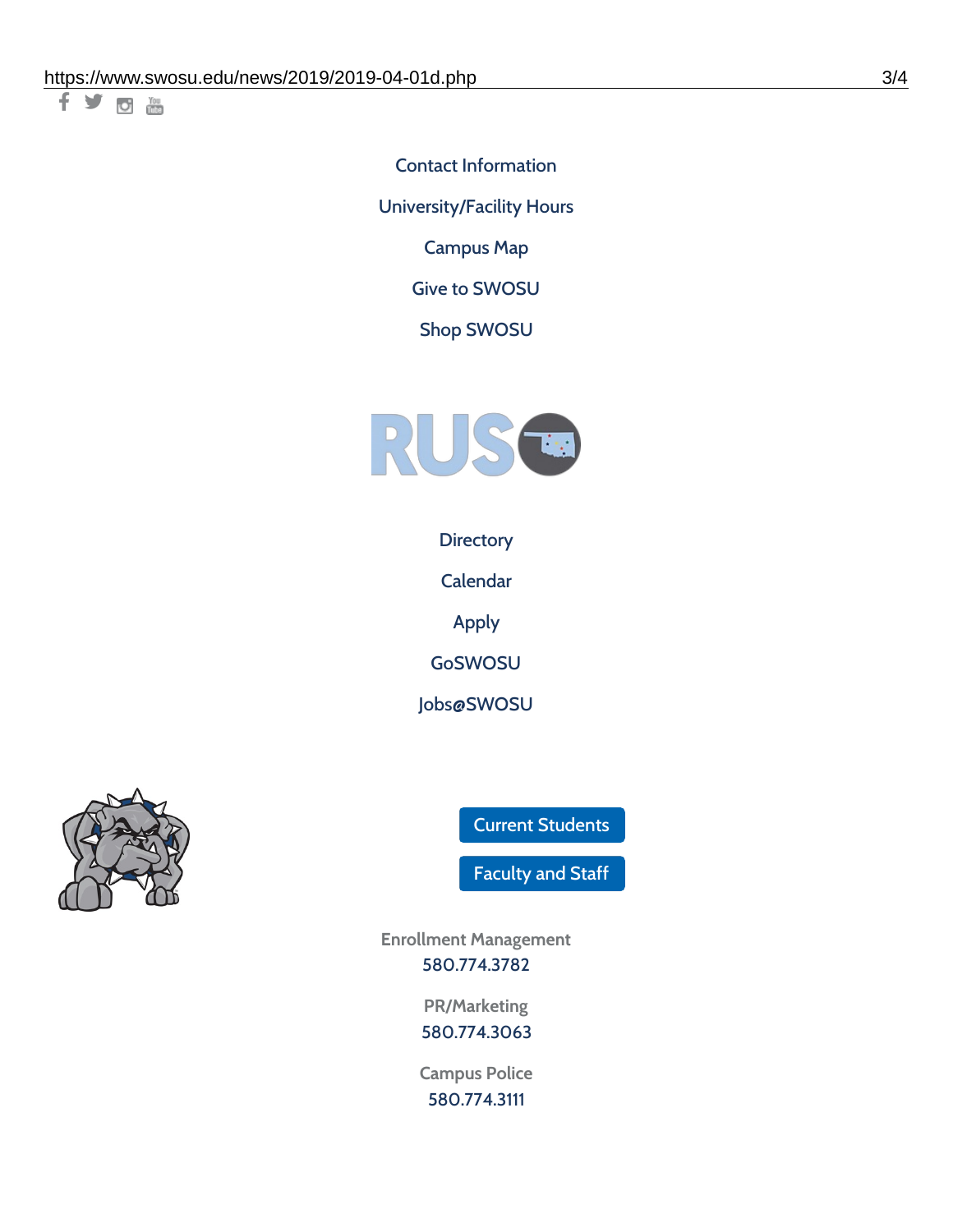Contact Information

University/Facility Hours

Campus Map

Give to SWOSU

Shop SWOSU

Directory

Calendar

Apply

GoSWOSU

Jobs@SWOSU

Current Students

Faculty and Staff

Enrollment Management
580.774.3782

PR/Marketing
580.774.3063

Campus Police
580.774.3111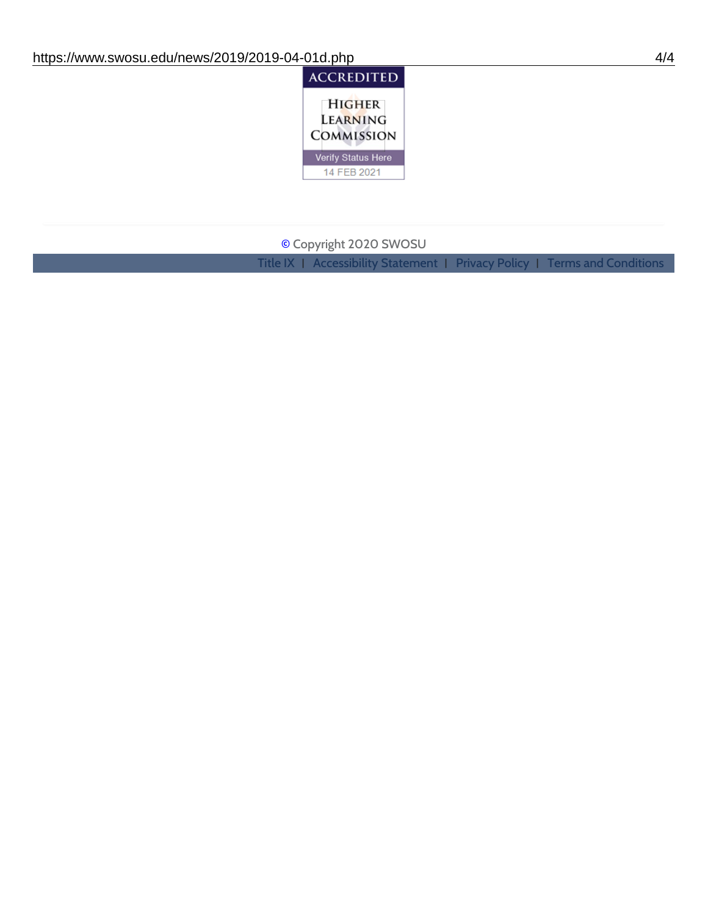ACCREDITED

HIGHER LEARNING COMMISSION

Verify Status Here

14 FEB 2021

© Copyright 2020 SWOSU

Title IX | Accessibility Statement | Privacy Policy | Terms and Conditions